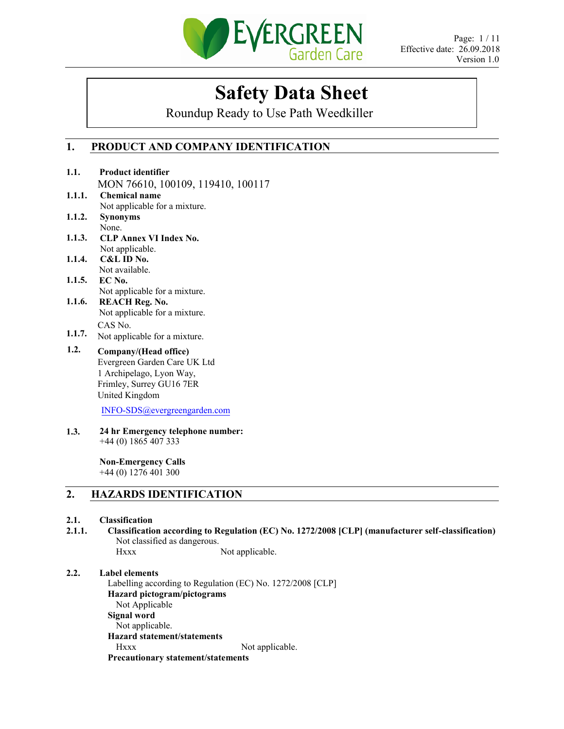# Safety Data Sheet

Roundup Ready to Use Path Weedkiller

## 1. PRODUCT AND COMPANY IDENTIFICATION

**1.1. Product identifier**

MON 76610, 100109, 119410, 100117

**1.1.1. Chemical name**

Not applicable for a mixture.

**1.1.2. Synonyms**

None.

**1.1.3. CLP Annex VI Index No.**

Not applicable.

**1.1.4. C&L ID No.**

Not available.

**1.1.5. EC No.**

Not applicable for a mixture.

**1.1.6. REACH Reg. No.**

Not applicable for a mixture.

**1.1.7.** CAS No.

Not applicable for a mixture.

**1.2. Company/(Head office)**

Evergreen Garden Care UK Ltd
1 Archipelago, Lyon Way,
Frimley, Surrey GU16 7ER
United Kingdom

INFO-SDS@evergreengarden.com

**1.3. 24 hr Emergency telephone number:**

+44 (0) 1865 407 333

**Non-Emergency Calls**

+44 (0) 1276 401 300

## 2. HAZARDS IDENTIFICATION

**2.1. Classification**

**2.1.1. Classification according to Regulation (EC) No. 1272/2008 [CLP] (manufacturer self-classification)**

Not classified as dangerous.

Hxxx Not applicable.

**2.2. Label elements**

Labelling according to Regulation (EC) No. 1272/2008 [CLP]

**Hazard pictogram/pictograms**

Not Applicable

**Signal word**

Not applicable.

**Hazard statement/statements**

Hxxx Not applicable.

**Precautionary statement/statements**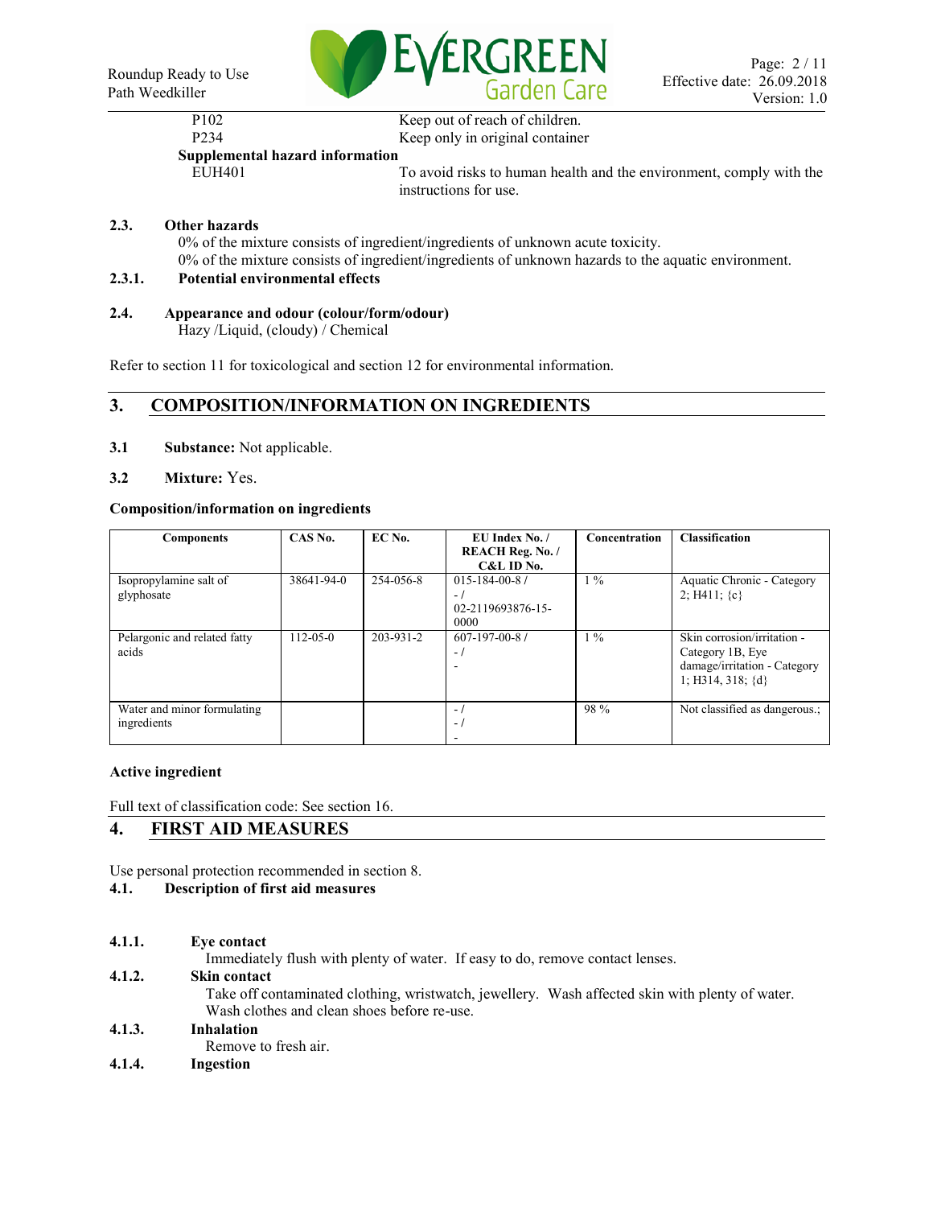| | |
|---|---|
| P102 | Keep out of reach of children. |
| P234 | Keep only in original container |

**Supplemental hazard information**

| | |
|---|---|
| EUH401 | To avoid risks to human health and the environment, comply with the instructions for use. |

**2.3. Other hazards**

0% of the mixture consists of ingredient/ingredients of unknown acute toxicity.
0% of the mixture consists of ingredient/ingredients of unknown hazards to the aquatic environment.

**2.3.1. Potential environmental effects**

**2.4. Appearance and odour (colour/form/odour)**

Hazy /Liquid, (cloudy) / Chemical

Refer to section 11 for toxicological and section 12 for environmental information.

## 3. COMPOSITION/INFORMATION ON INGREDIENTS

**3.1 Substance:** Not applicable.

**3.2 Mixture:** Yes.

**Composition/information on ingredients**

| Components | CAS No. | EC No. | EU Index No. / REACH Reg. No. / C&L ID No. | Concentration | Classification |
|---|---|---|---|---|---|
| Isopropylamine salt of glyphosate | 38641-94-0 | 254-056-8 | 015-184-00-8 / - / 02-2119693876-15-0000 | 1 % | Aquatic Chronic - Category 2; H411; {c} |
| Pelargonic and related fatty acids | 112-05-0 | 203-931-2 | 607-197-00-8 / - / - | 1 % | Skin corrosion/irritation - Category 1B, Eye damage/irritation - Category 1; H314, 318; {d} |
| Water and minor formulating ingredients | | | - / - / - | 98 % | Not classified as dangerous.; |

**Active ingredient**

Full text of classification code: See section 16.

## 4. FIRST AID MEASURES

Use personal protection recommended in section 8.

**4.1. Description of first aid measures**

**4.1.1. Eye contact**

Immediately flush with plenty of water. If easy to do, remove contact lenses.

**4.1.2. Skin contact**

Take off contaminated clothing, wristwatch, jewellery. Wash affected skin with plenty of water. Wash clothes and clean shoes before re-use.

**4.1.3. Inhalation**

Remove to fresh air.

**4.1.4. Ingestion**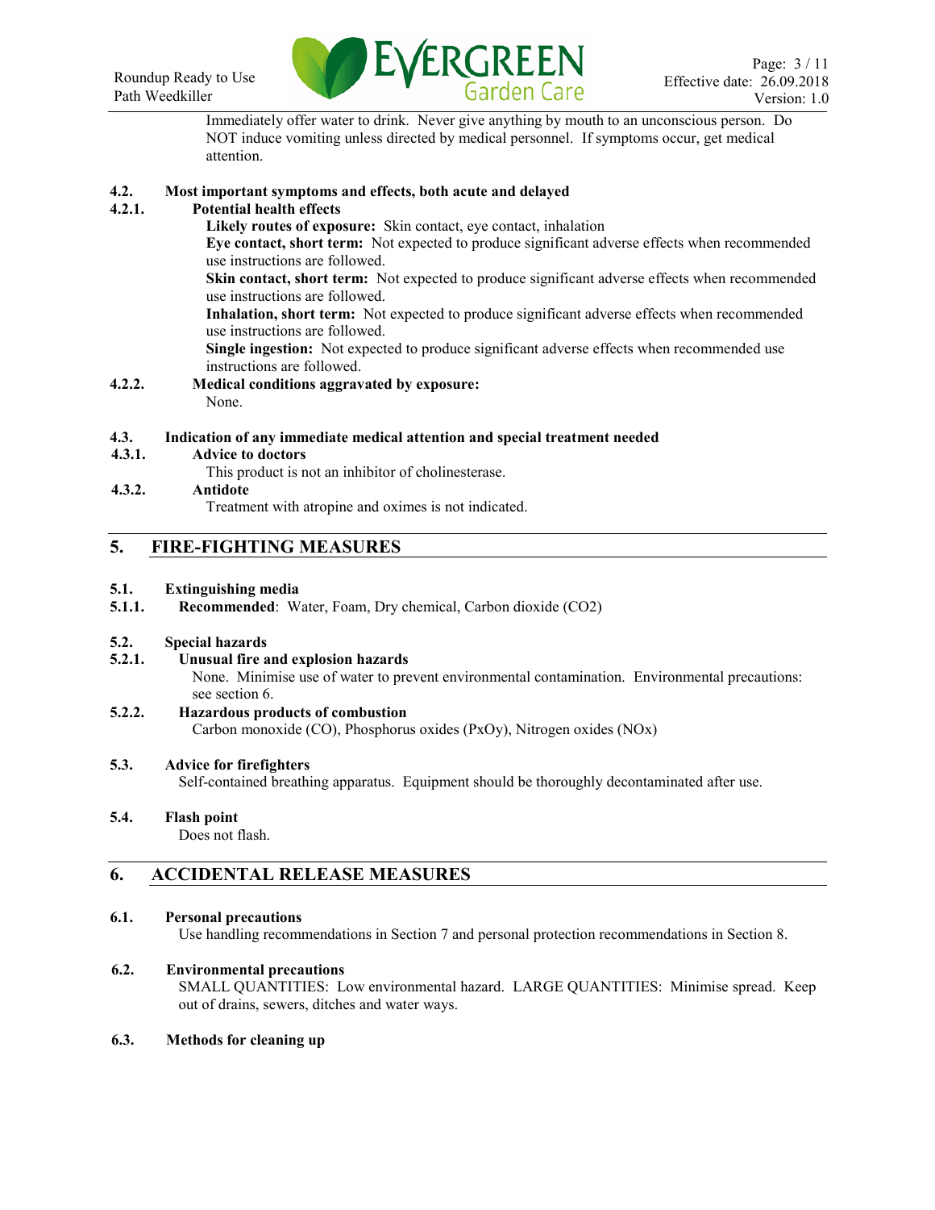Immediately offer water to drink. Never give anything by mouth to an unconscious person. Do NOT induce vomiting unless directed by medical personnel. If symptoms occur, get medical attention.

### 4.2. Most important symptoms and effects, both acute and delayed

#### 4.2.1. Potential health effects

**Likely routes of exposure:** Skin contact, eye contact, inhalation

**Eye contact, short term:** Not expected to produce significant adverse effects when recommended use instructions are followed.

**Skin contact, short term:** Not expected to produce significant adverse effects when recommended use instructions are followed.

**Inhalation, short term:** Not expected to produce significant adverse effects when recommended use instructions are followed.

**Single ingestion:** Not expected to produce significant adverse effects when recommended use instructions are followed.

#### 4.2.2. Medical conditions aggravated by exposure:

None.

### 4.3. Indication of any immediate medical attention and special treatment needed

#### 4.3.1. Advice to doctors

This product is not an inhibitor of cholinesterase.

#### 4.3.2. Antidote

Treatment with atropine and oximes is not indicated.

## 5. FIRE-FIGHTING MEASURES

### 5.1. Extinguishing media

**5.1.1. Recommended**: Water, Foam, Dry chemical, Carbon dioxide ($CO_2$)

### 5.2. Special hazards

#### 5.2.1. Unusual fire and explosion hazards

None. Minimise use of water to prevent environmental contamination. Environmental precautions: see section 6.

#### 5.2.2. Hazardous products of combustion

Carbon monoxide (CO), Phosphorus oxides ($P_xO_y$), Nitrogen oxides ($NO_x$)

### 5.3. Advice for firefighters

Self-contained breathing apparatus. Equipment should be thoroughly decontaminated after use.

### 5.4. Flash point

Does not flash.

## 6. ACCIDENTAL RELEASE MEASURES

### 6.1. Personal precautions

Use handling recommendations in Section 7 and personal protection recommendations in Section 8.

### 6.2. Environmental precautions

SMALL QUANTITIES: Low environmental hazard. LARGE QUANTITIES: Minimise spread. Keep out of drains, sewers, ditches and water ways.

### 6.3. Methods for cleaning up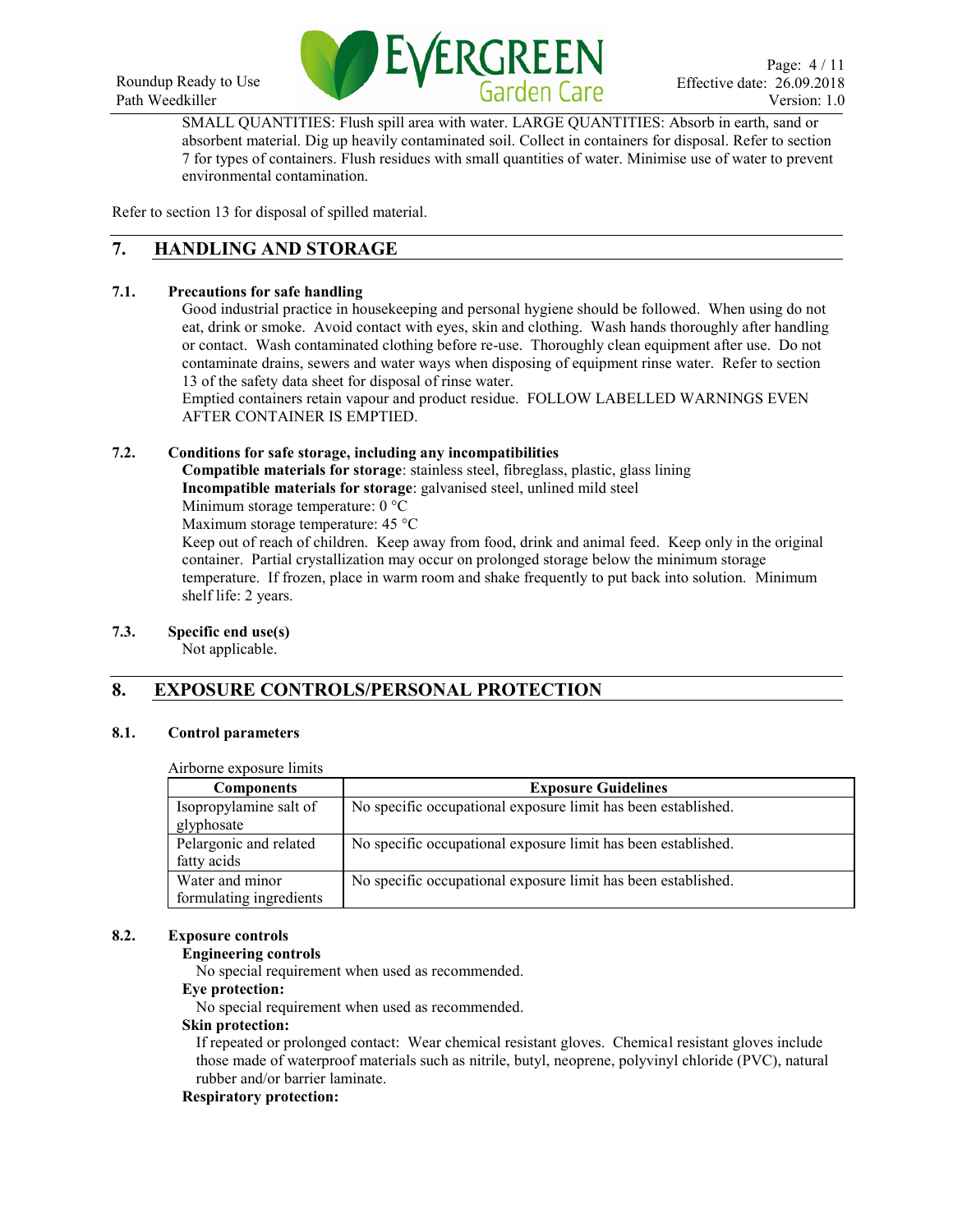SMALL QUANTITIES: Flush spill area with water. LARGE QUANTITIES: Absorb in earth, sand or absorbent material. Dig up heavily contaminated soil. Collect in containers for disposal. Refer to section 7 for types of containers. Flush residues with small quantities of water. Minimise use of water to prevent environmental contamination.

Refer to section 13 for disposal of spilled material.

## 7. HANDLING AND STORAGE

### 7.1. Precautions for safe handling

Good industrial practice in housekeeping and personal hygiene should be followed. When using do not eat, drink or smoke. Avoid contact with eyes, skin and clothing. Wash hands thoroughly after handling or contact. Wash contaminated clothing before re-use. Thoroughly clean equipment after use. Do not contaminate drains, sewers and water ways when disposing of equipment rinse water. Refer to section 13 of the safety data sheet for disposal of rinse water.

Emptied containers retain vapour and product residue. FOLLOW LABELLED WARNINGS EVEN AFTER CONTAINER IS EMPTIED.

### 7.2. Conditions for safe storage, including any incompatibilities

**Compatible materials for storage**: stainless steel, fibreglass, plastic, glass lining
**Incompatible materials for storage**: galvanised steel, unlined mild steel
Minimum storage temperature: 0 °C
Maximum storage temperature: 45 °C
Keep out of reach of children. Keep away from food, drink and animal feed. Keep only in the original container. Partial crystallization may occur on prolonged storage below the minimum storage temperature. If frozen, place in warm room and shake frequently to put back into solution. Minimum shelf life: 2 years.

### 7.3. Specific end use(s)

Not applicable.

## 8. EXPOSURE CONTROLS/PERSONAL PROTECTION

### 8.1. Control parameters

Airborne exposure limits

| Components | Exposure Guidelines |
|---|---|
| Isopropylamine salt of glyphosate | No specific occupational exposure limit has been established. |
| Pelargonic and related fatty acids | No specific occupational exposure limit has been established. |
| Water and minor formulating ingredients | No specific occupational exposure limit has been established. |

### 8.2. Exposure controls

**Engineering controls**
No special requirement when used as recommended.

**Eye protection:**
No special requirement when used as recommended.

**Skin protection:**
If repeated or prolonged contact: Wear chemical resistant gloves. Chemical resistant gloves include those made of waterproof materials such as nitrile, butyl, neoprene, polyvinyl chloride (PVC), natural rubber and/or barrier laminate.

**Respiratory protection:**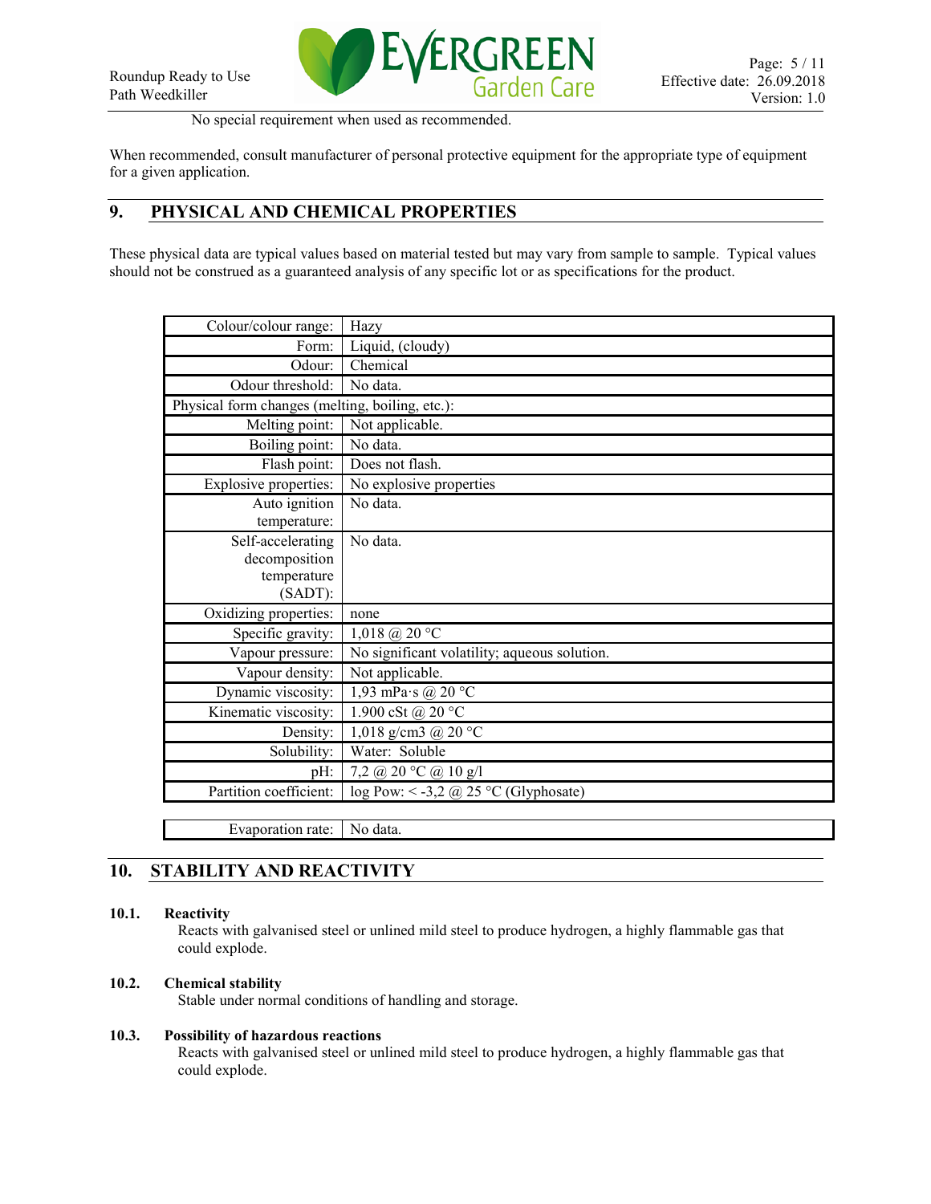No special requirement when used as recommended.

When recommended, consult manufacturer of personal protective equipment for the appropriate type of equipment for a given application.

## 9. PHYSICAL AND CHEMICAL PROPERTIES

These physical data are typical values based on material tested but may vary from sample to sample. Typical values should not be construed as a guaranteed analysis of any specific lot or as specifications for the product.

| Property | Value |
|---|---|
| Colour/colour range: | Hazy |
| Form: | Liquid, (cloudy) |
| Odour: | Chemical |
| Odour threshold: | No data. |
| Physical form changes (melting, boiling, etc.): | |
| Melting point: | Not applicable. |
| Boiling point: | No data. |
| Flash point: | Does not flash. |
| Explosive properties: | No explosive properties |
| Auto ignition temperature: | No data. |
| Self-accelerating decomposition temperature (SADT): | No data. |
| Oxidizing properties: | none |
| Specific gravity: | 1,018 @ 20 °C |
| Vapour pressure: | No significant volatility; aqueous solution. |
| Vapour density: | Not applicable. |
| Dynamic viscosity: | 1,93 mPa·s @ 20 °C |
| Kinematic viscosity: | 1.900 cSt @ 20 °C |
| Density: | 1,018 g/cm3 @ 20 °C |
| Solubility: | Water: Soluble |
| pH: | 7,2 @ 20 °C @ 10 g/l |
| Partition coefficient: | log Pow: < -3,2 @ 25 °C (Glyphosate) |
| Evaporation rate: | No data. |

## 10. STABILITY AND REACTIVITY

### 10.1. Reactivity

Reacts with galvanised steel or unlined mild steel to produce hydrogen, a highly flammable gas that could explode.

### 10.2. Chemical stability

Stable under normal conditions of handling and storage.

### 10.3. Possibility of hazardous reactions

Reacts with galvanised steel or unlined mild steel to produce hydrogen, a highly flammable gas that could explode.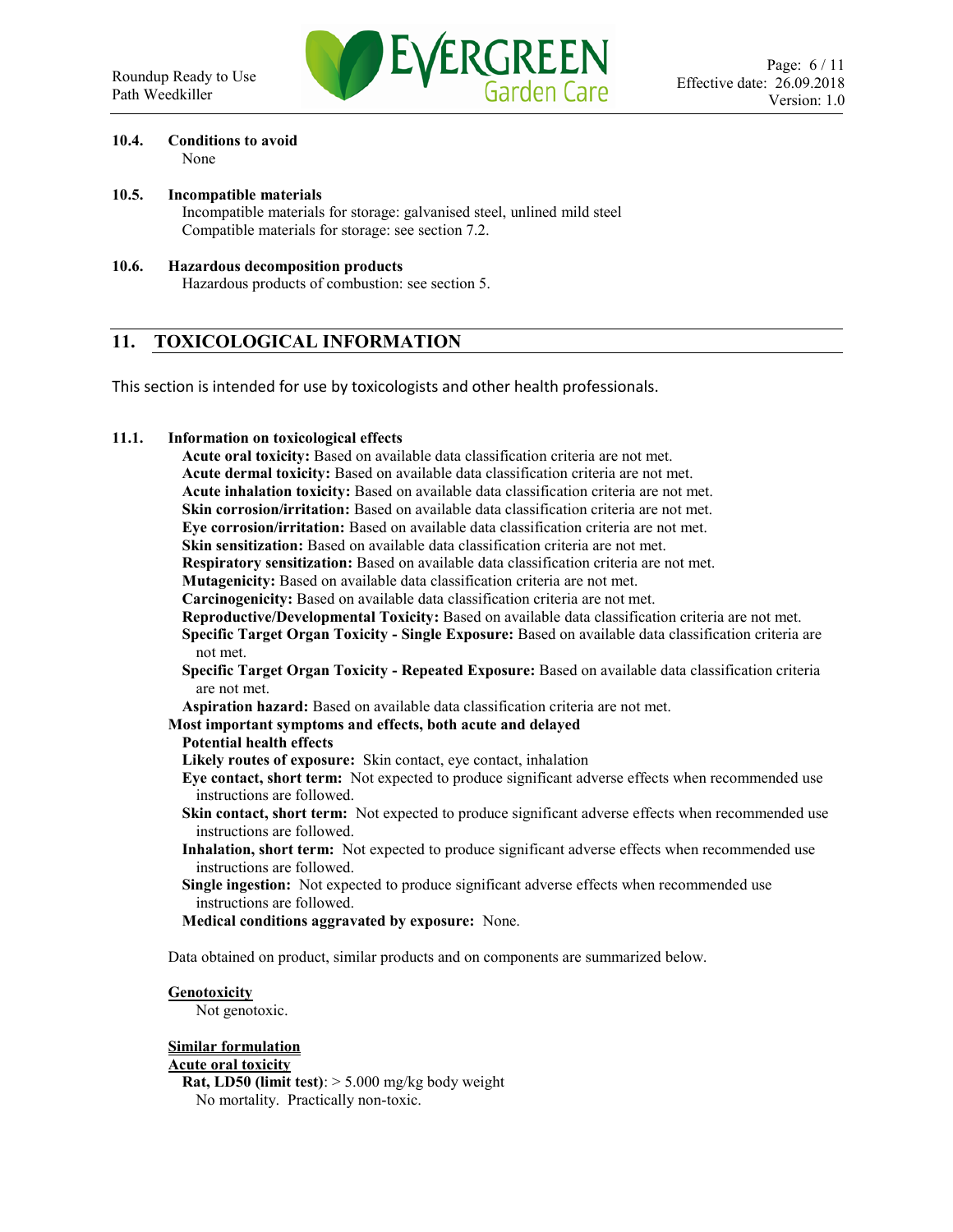**10.4. Conditions to avoid**

None

**10.5. Incompatible materials**

Incompatible materials for storage: galvanised steel, unlined mild steel
Compatible materials for storage: see section 7.2.

**10.6. Hazardous decomposition products**

Hazardous products of combustion: see section 5.

## 11. TOXICOLOGICAL INFORMATION

This section is intended for use by toxicologists and other health professionals.

**11.1. Information on toxicological effects**

**Acute oral toxicity:** Based on available data classification criteria are not met.
**Acute dermal toxicity:** Based on available data classification criteria are not met.
**Acute inhalation toxicity:** Based on available data classification criteria are not met.
**Skin corrosion/irritation:** Based on available data classification criteria are not met.
**Eye corrosion/irritation:** Based on available data classification criteria are not met.
**Skin sensitization:** Based on available data classification criteria are not met.
**Respiratory sensitization:** Based on available data classification criteria are not met.
**Mutagenicity:** Based on available data classification criteria are not met.
**Carcinogenicity:** Based on available data classification criteria are not met.
**Reproductive/Developmental Toxicity:** Based on available data classification criteria are not met.
**Specific Target Organ Toxicity - Single Exposure:** Based on available data classification criteria are not met.
**Specific Target Organ Toxicity - Repeated Exposure:** Based on available data classification criteria are not met.
**Aspiration hazard:** Based on available data classification criteria are not met.

**Most important symptoms and effects, both acute and delayed**

**Potential health effects**

**Likely routes of exposure:** Skin contact, eye contact, inhalation
**Eye contact, short term:** Not expected to produce significant adverse effects when recommended use instructions are followed.
**Skin contact, short term:** Not expected to produce significant adverse effects when recommended use instructions are followed.
**Inhalation, short term:** Not expected to produce significant adverse effects when recommended use instructions are followed.
**Single ingestion:** Not expected to produce significant adverse effects when recommended use instructions are followed.
**Medical conditions aggravated by exposure:** None.

Data obtained on product, similar products and on components are summarized below.

**Genotoxicity**

Not genotoxic.

**Similar formulation**

**Acute oral toxicity**

**Rat, LD50 (limit test)**: > 5.000 mg/kg body weight
No mortality. Practically non-toxic.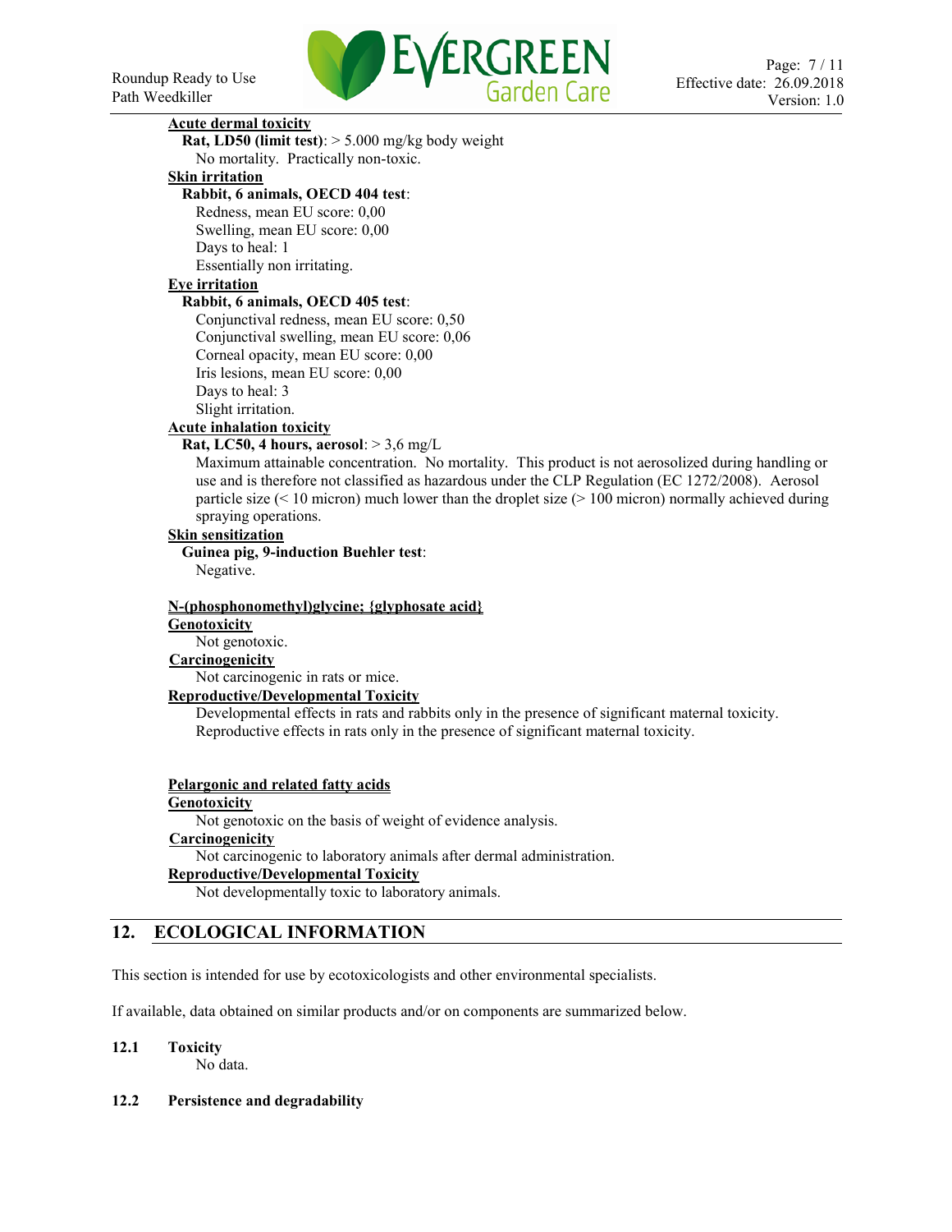**Acute dermal toxicity**

**Rat, LD50 (limit test)**: > 5.000 mg/kg body weight

No mortality. Practically non-toxic.

**Skin irritation**

**Rabbit, 6 animals, OECD 404 test**:

Redness, mean EU score: 0,00

Swelling, mean EU score: 0,00

Days to heal: 1

Essentially non irritating.

**Eye irritation**

**Rabbit, 6 animals, OECD 405 test**:

Conjunctival redness, mean EU score: 0,50

Conjunctival swelling, mean EU score: 0,06

Corneal opacity, mean EU score: 0,00

Iris lesions, mean EU score: 0,00

Days to heal: 3

Slight irritation.

**Acute inhalation toxicity**

**Rat, LC50, 4 hours, aerosol**: > 3,6 mg/L

Maximum attainable concentration. No mortality. This product is not aerosolized during handling or use and is therefore not classified as hazardous under the CLP Regulation (EC 1272/2008). Aerosol particle size (< 10 micron) much lower than the droplet size (> 100 micron) normally achieved during spraying operations.

**Skin sensitization**

**Guinea pig, 9-induction Buehler test**:

Negative.

**N-(phosphonomethyl)glycine; {glyphosate acid}**

**Genotoxicity**

Not genotoxic.

**Carcinogenicity**

Not carcinogenic in rats or mice.

**Reproductive/Developmental Toxicity**

Developmental effects in rats and rabbits only in the presence of significant maternal toxicity.
Reproductive effects in rats only in the presence of significant maternal toxicity.

**Pelargonic and related fatty acids**

**Genotoxicity**

Not genotoxic on the basis of weight of evidence analysis.

**Carcinogenicity**

Not carcinogenic to laboratory animals after dermal administration.

**Reproductive/Developmental Toxicity**

Not developmentally toxic to laboratory animals.

## 12. ECOLOGICAL INFORMATION

This section is intended for use by ecotoxicologists and other environmental specialists.

If available, data obtained on similar products and/or on components are summarized below.

### 12.1 Toxicity

No data.

### 12.2 Persistence and degradability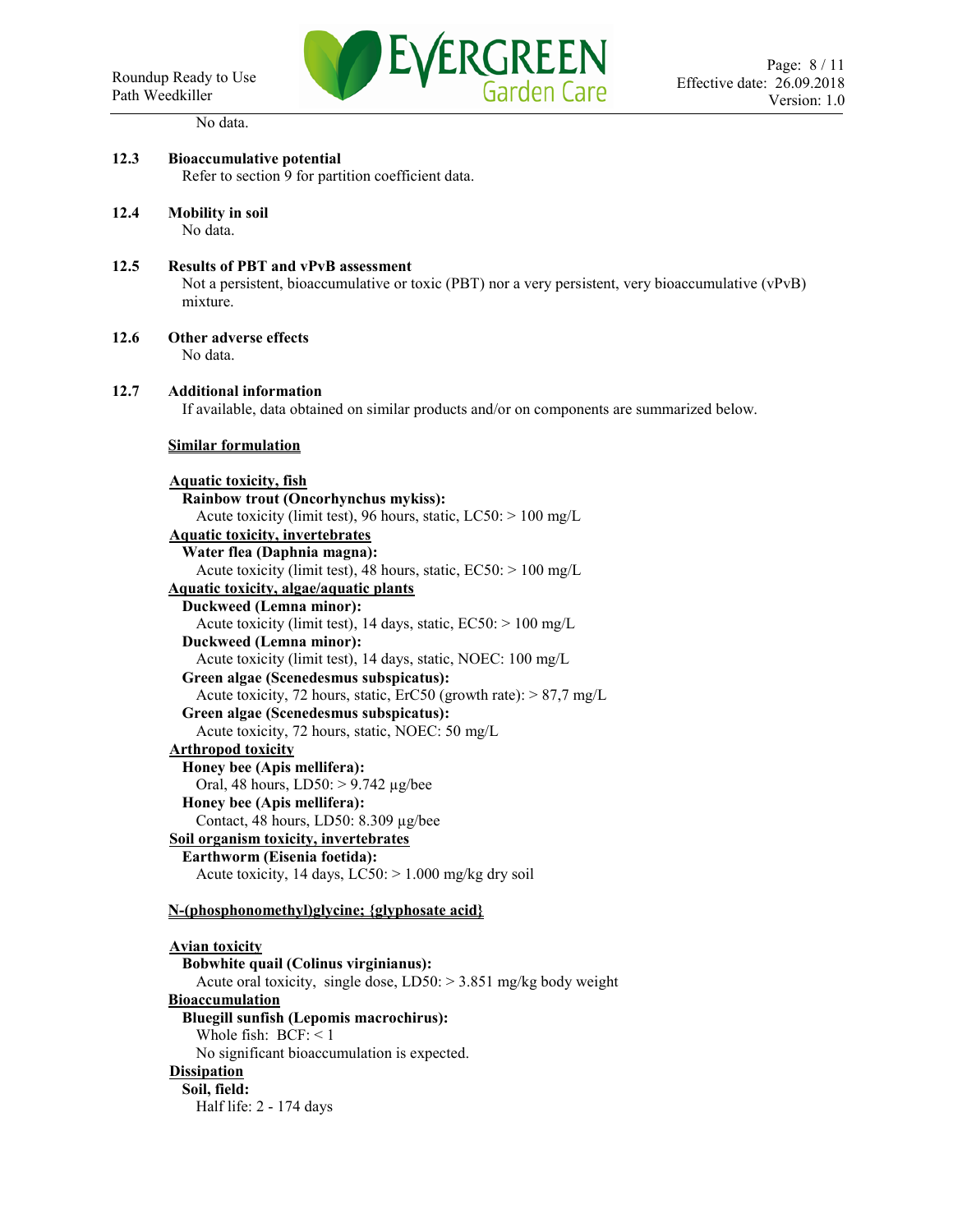No data.

### 12.3 Bioaccumulative potential

Refer to section 9 for partition coefficient data.

### 12.4 Mobility in soil

No data.

### 12.5 Results of PBT and vPvB assessment

Not a persistent, bioaccumulative or toxic (PBT) nor a very persistent, very bioaccumulative (vPvB) mixture.

### 12.6 Other adverse effects

No data.

### 12.7 Additional information

If available, data obtained on similar products and/or on components are summarized below.

**Similar formulation**

**Aquatic toxicity, fish**

**Rainbow trout (Oncorhynchus mykiss):**
Acute toxicity (limit test), 96 hours, static, LC50: > 100 mg/L

**Aquatic toxicity, invertebrates**

**Water flea (Daphnia magna):**
Acute toxicity (limit test), 48 hours, static, EC50: > 100 mg/L

**Aquatic toxicity, algae/aquatic plants**

**Duckweed (Lemna minor):**
Acute toxicity (limit test), 14 days, static, EC50: > 100 mg/L

**Duckweed (Lemna minor):**
Acute toxicity (limit test), 14 days, static, NOEC: 100 mg/L

**Green algae (Scenedesmus subspicatus):**
Acute toxicity, 72 hours, static, ErC50 (growth rate): > 87,7 mg/L

**Green algae (Scenedesmus subspicatus):**
Acute toxicity, 72 hours, static, NOEC: 50 mg/L

**Arthropod toxicity**

**Honey bee (Apis mellifera):**
Oral, 48 hours, LD50: > 9.742 µg/bee

**Honey bee (Apis mellifera):**
Contact, 48 hours, LD50: 8.309 µg/bee

**Soil organism toxicity, invertebrates**

**Earthworm (Eisenia foetida):**
Acute toxicity, 14 days, LC50: > 1.000 mg/kg dry soil

**N-(phosphonomethyl)glycine; {glyphosate acid}**

**Avian toxicity**

**Bobwhite quail (Colinus virginianus):**
Acute oral toxicity, single dose, LD50: > 3.851 mg/kg body weight

**Bioaccumulation**

**Bluegill sunfish (Lepomis macrochirus):**
Whole fish: BCF: < 1
No significant bioaccumulation is expected.

**Dissipation**

**Soil, field:**
Half life: 2 - 174 days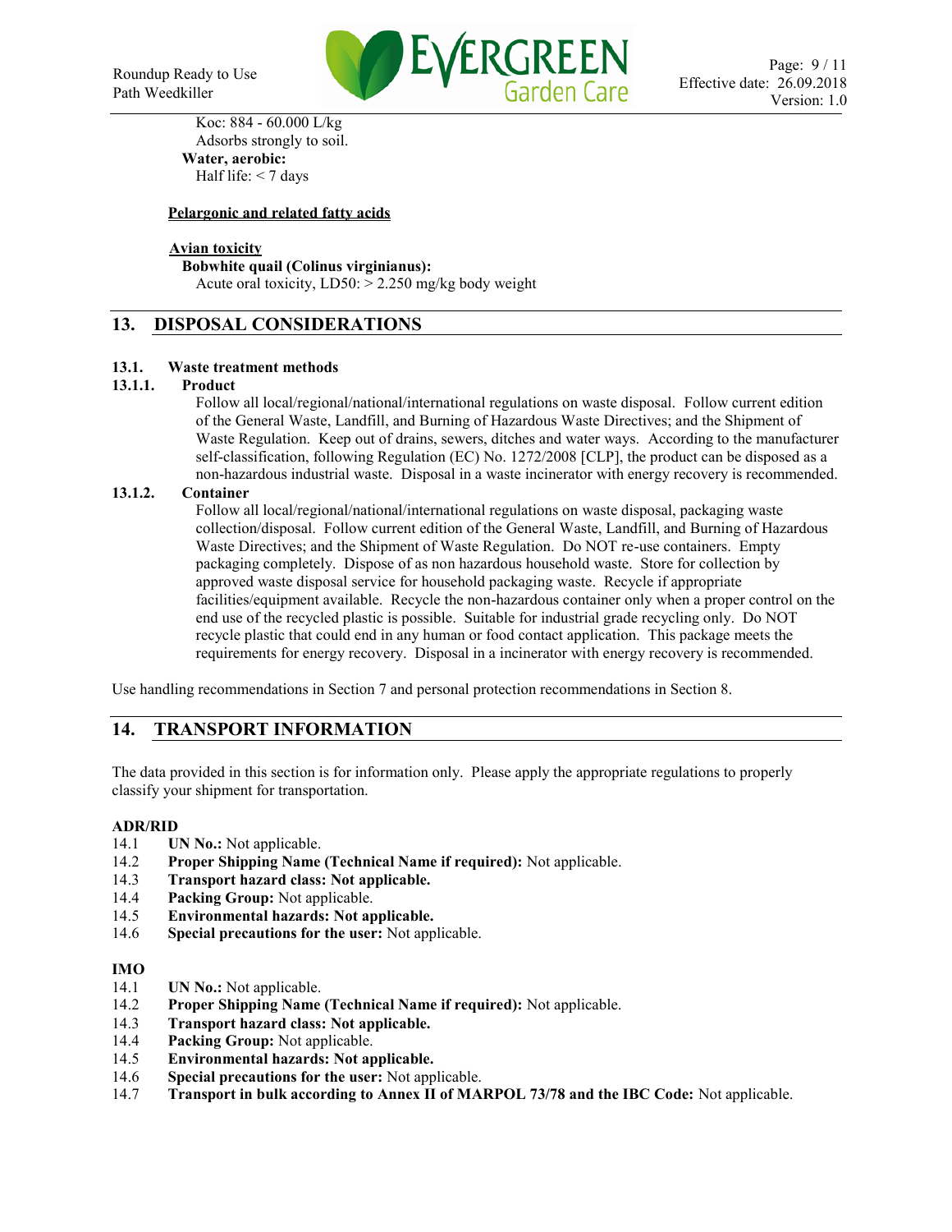Koc: 884 - 60.000 L/kg
Adsorbs strongly to soil.

**Water, aerobic:**
Half life: < 7 days

**Pelargonic and related fatty acids**

**Avian toxicity**

**Bobwhite quail (Colinus virginianus):**
Acute oral toxicity, LD50: > 2.250 mg/kg body weight

## 13. DISPOSAL CONSIDERATIONS

### 13.1. Waste treatment methods

#### 13.1.1. Product

Follow all local/regional/national/international regulations on waste disposal. Follow current edition of the General Waste, Landfill, and Burning of Hazardous Waste Directives; and the Shipment of Waste Regulation. Keep out of drains, sewers, ditches and water ways. According to the manufacturer self-classification, following Regulation (EC) No. 1272/2008 [CLP], the product can be disposed as a non-hazardous industrial waste. Disposal in a waste incinerator with energy recovery is recommended.

#### 13.1.2. Container

Follow all local/regional/national/international regulations on waste disposal, packaging waste collection/disposal. Follow current edition of the General Waste, Landfill, and Burning of Hazardous Waste Directives; and the Shipment of Waste Regulation. Do NOT re-use containers. Empty packaging completely. Dispose of as non hazardous household waste. Store for collection by approved waste disposal service for household packaging waste. Recycle if appropriate facilities/equipment available. Recycle the non-hazardous container only when a proper control on the end use of the recycled plastic is possible. Suitable for industrial grade recycling only. Do NOT recycle plastic that could end in any human or food contact application. This package meets the requirements for energy recovery. Disposal in a incinerator with energy recovery is recommended.

Use handling recommendations in Section 7 and personal protection recommendations in Section 8.

## 14. TRANSPORT INFORMATION

The data provided in this section is for information only. Please apply the appropriate regulations to properly classify your shipment for transportation.

**ADR/RID**

14.1 **UN No.:** Not applicable.
14.2 **Proper Shipping Name (Technical Name if required):** Not applicable.
14.3 **Transport hazard class: Not applicable.**
14.4 **Packing Group:** Not applicable.
14.5 **Environmental hazards: Not applicable.**
14.6 **Special precautions for the user:** Not applicable.

**IMO**

14.1 **UN No.:** Not applicable.
14.2 **Proper Shipping Name (Technical Name if required):** Not applicable.
14.3 **Transport hazard class: Not applicable.**
14.4 **Packing Group:** Not applicable.
14.5 **Environmental hazards: Not applicable.**
14.6 **Special precautions for the user:** Not applicable.
14.7 **Transport in bulk according to Annex II of MARPOL 73/78 and the IBC Code:** Not applicable.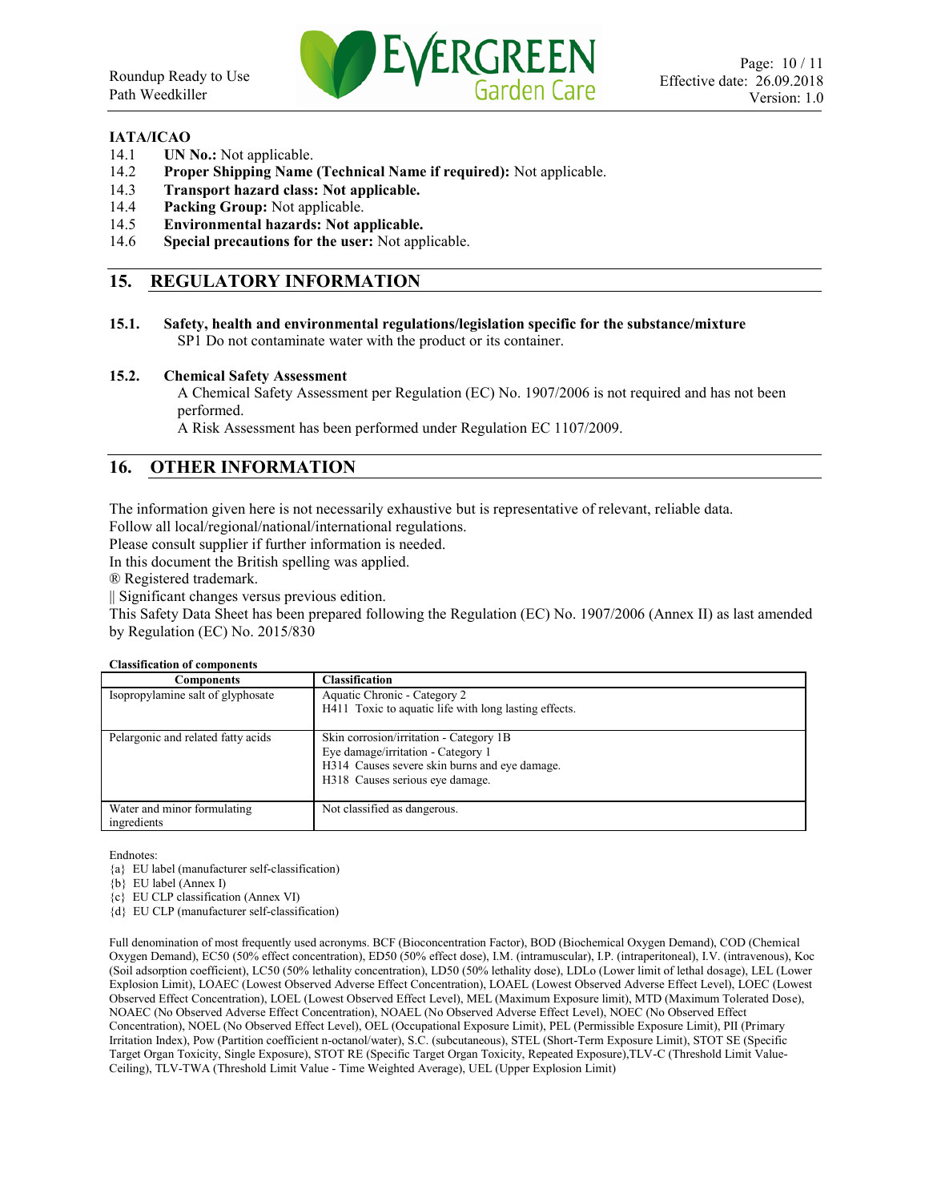**IATA/ICAO**

14.1 **UN No.:** Not applicable.
14.2 **Proper Shipping Name (Technical Name if required):** Not applicable.
14.3 **Transport hazard class: Not applicable.**
14.4 **Packing Group:** Not applicable.
14.5 **Environmental hazards: Not applicable.**
14.6 **Special precautions for the user:** Not applicable.

## 15. REGULATORY INFORMATION

**15.1. Safety, health and environmental regulations/legislation specific for the substance/mixture**

SP1 Do not contaminate water with the product or its container.

**15.2. Chemical Safety Assessment**

A Chemical Safety Assessment per Regulation (EC) No. 1907/2006 is not required and has not been performed.

A Risk Assessment has been performed under Regulation EC 1107/2009.

## 16. OTHER INFORMATION

The information given here is not necessarily exhaustive but is representative of relevant, reliable data.
Follow all local/regional/national/international regulations.
Please consult supplier if further information is needed.
In this document the British spelling was applied.
® Registered trademark.
|| Significant changes versus previous edition.
This Safety Data Sheet has been prepared following the Regulation (EC) No. 1907/2006 (Annex II) as last amended by Regulation (EC) No. 2015/830

**Classification of components**

| Components | Classification |
|---|---|
| Isopropylamine salt of glyphosate | Aquatic Chronic - Category 2<br>H411 Toxic to aquatic life with long lasting effects. |
| Pelargonic and related fatty acids | Skin corrosion/irritation - Category 1B<br>Eye damage/irritation - Category 1<br>H314 Causes severe skin burns and eye damage.<br>H318 Causes serious eye damage. |
| Water and minor formulating ingredients | Not classified as dangerous. |

Endnotes:
{a} EU label (manufacturer self-classification)
{b} EU label (Annex I)
{c} EU CLP classification (Annex VI)
{d} EU CLP (manufacturer self-classification)

Full denomination of most frequently used acronyms. BCF (Bioconcentration Factor), BOD (Biochemical Oxygen Demand), COD (Chemical Oxygen Demand), EC50 (50% effect concentration), ED50 (50% effect dose), I.M. (intramuscular), I.P. (intraperitoneal), I.V. (intravenous), Koc (Soil adsorption coefficient), LC50 (50% lethality concentration), LD50 (50% lethality dose), LDLo (Lower limit of lethal dosage), LEL (Lower Explosion Limit), LOAEC (Lowest Observed Adverse Effect Concentration), LOAEL (Lowest Observed Adverse Effect Level), LOEC (Lowest Observed Effect Concentration), LOEL (Lowest Observed Effect Level), MEL (Maximum Exposure limit), MTD (Maximum Tolerated Dose), NOAEC (No Observed Adverse Effect Concentration), NOAEL (No Observed Adverse Effect Level), NOEC (No Observed Effect Concentration), NOEL (No Observed Effect Level), OEL (Occupational Exposure Limit), PEL (Permissible Exposure Limit), PII (Primary Irritation Index), Pow (Partition coefficient n-octanol/water), S.C. (subcutaneous), STEL (Short-Term Exposure Limit), STOT SE (Specific Target Organ Toxicity, Single Exposure), STOT RE (Specific Target Organ Toxicity, Repeated Exposure),TLV-C (Threshold Limit Value-Ceiling), TLV-TWA (Threshold Limit Value - Time Weighted Average), UEL (Upper Explosion Limit)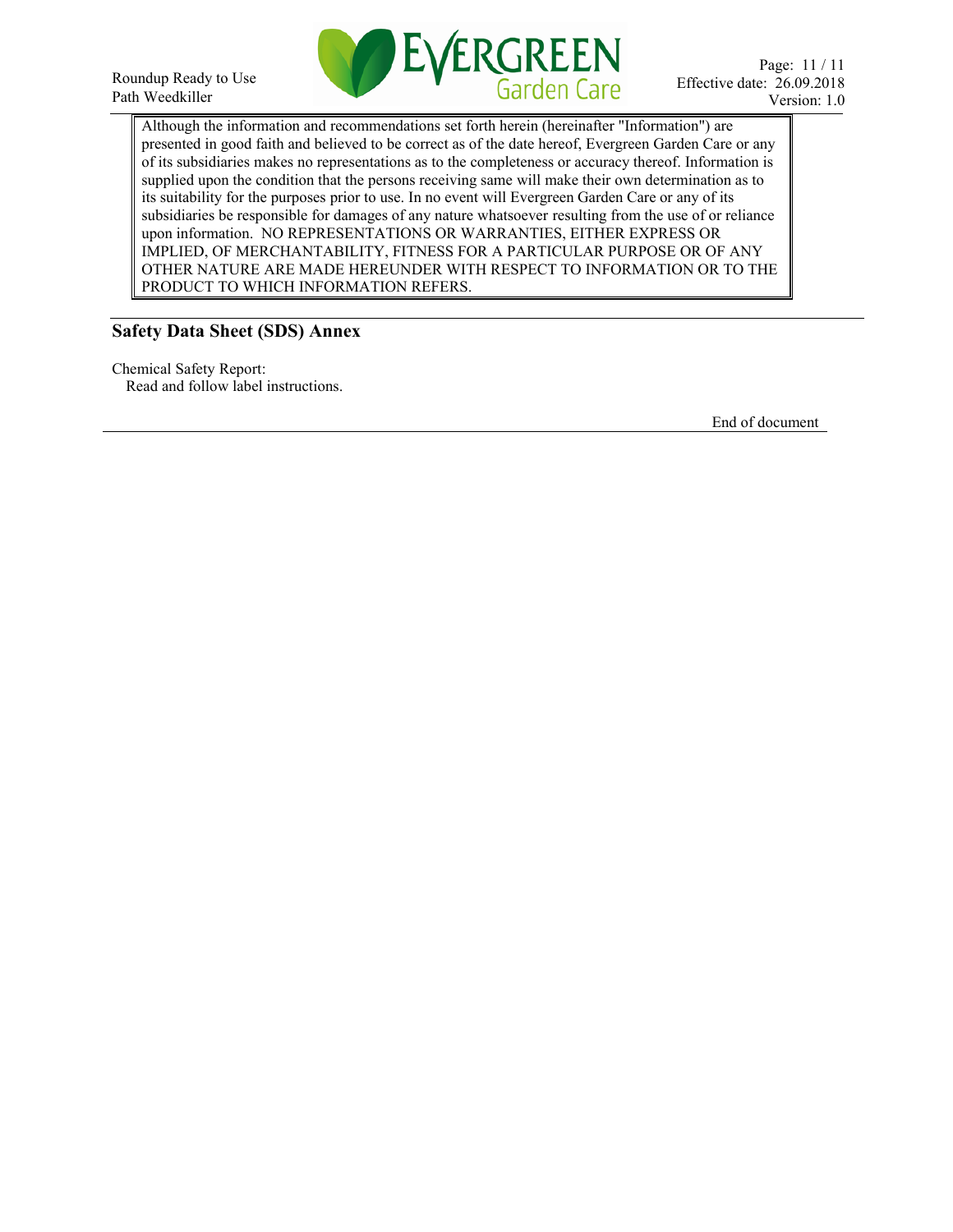Although the information and recommendations set forth herein (hereinafter "Information") are presented in good faith and believed to be correct as of the date hereof, Evergreen Garden Care or any of its subsidiaries makes no representations as to the completeness or accuracy thereof. Information is supplied upon the condition that the persons receiving same will make their own determination as to its suitability for the purposes prior to use. In no event will Evergreen Garden Care or any of its subsidiaries be responsible for damages of any nature whatsoever resulting from the use of or reliance upon information. NO REPRESENTATIONS OR WARRANTIES, EITHER EXPRESS OR IMPLIED, OF MERCHANTABILITY, FITNESS FOR A PARTICULAR PURPOSE OR OF ANY OTHER NATURE ARE MADE HEREUNDER WITH RESPECT TO INFORMATION OR TO THE PRODUCT TO WHICH INFORMATION REFERS.

## Safety Data Sheet (SDS) Annex

Chemical Safety Report:
Read and follow label instructions.

End of document